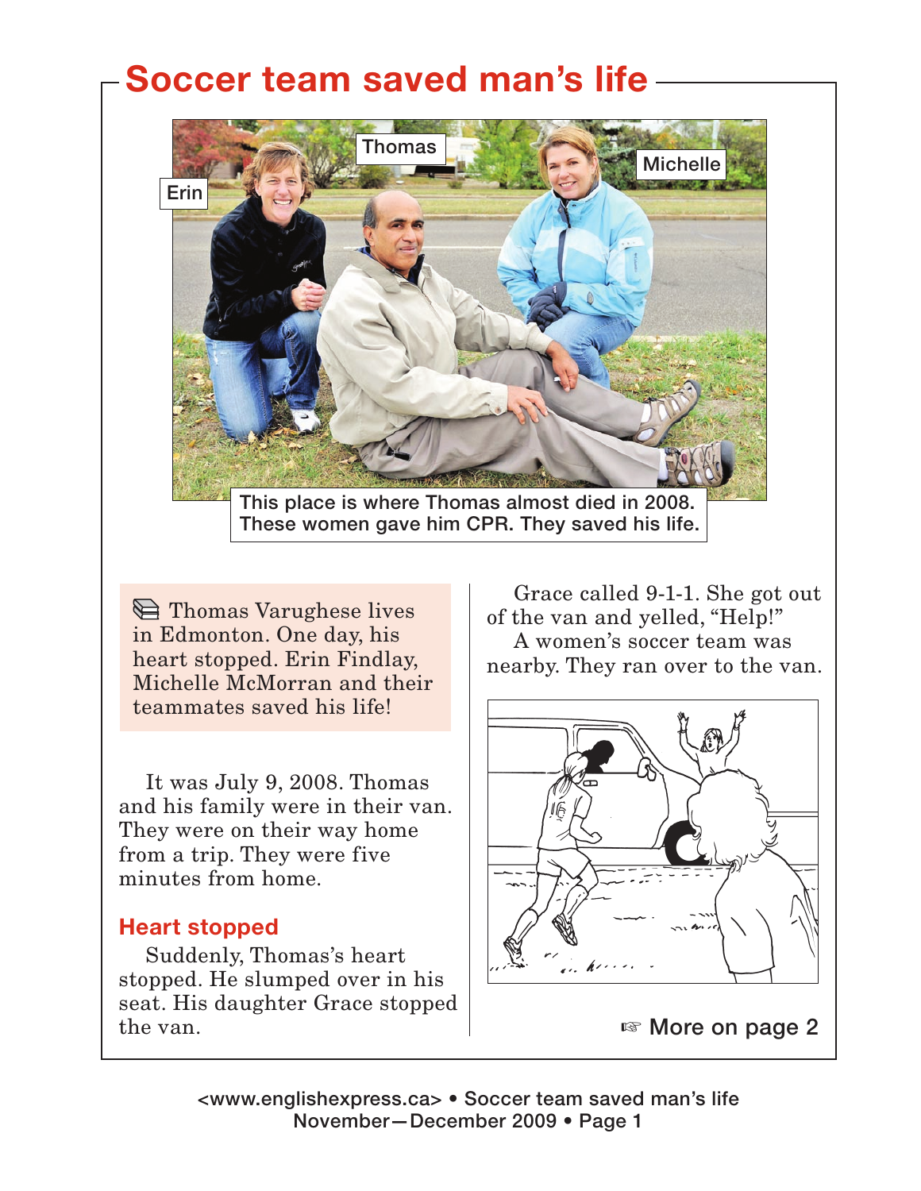# Soccer team saved man's life

This place is where Thomas almost died in 2008. These women gave him CPR. They saved his life.

Thomas Varughese lives in Edmonton. One day, his heart stopped. Erin Findlay, Michelle McMorran and their teammates saved his life!

It was July 9, 2008. Thomas and his family were in their van. They were on their way home from a trip. They were five minutes from home.

## Heart stopped

Suddenly, Thomas's heart stopped. He slumped over in his seat. His daughter Grace stopped the van.

Grace called 9-1-1. She got out of the van and yelled, "Help!"

A women's soccer team was nearby. They ran over to the van.

☞ More on page 2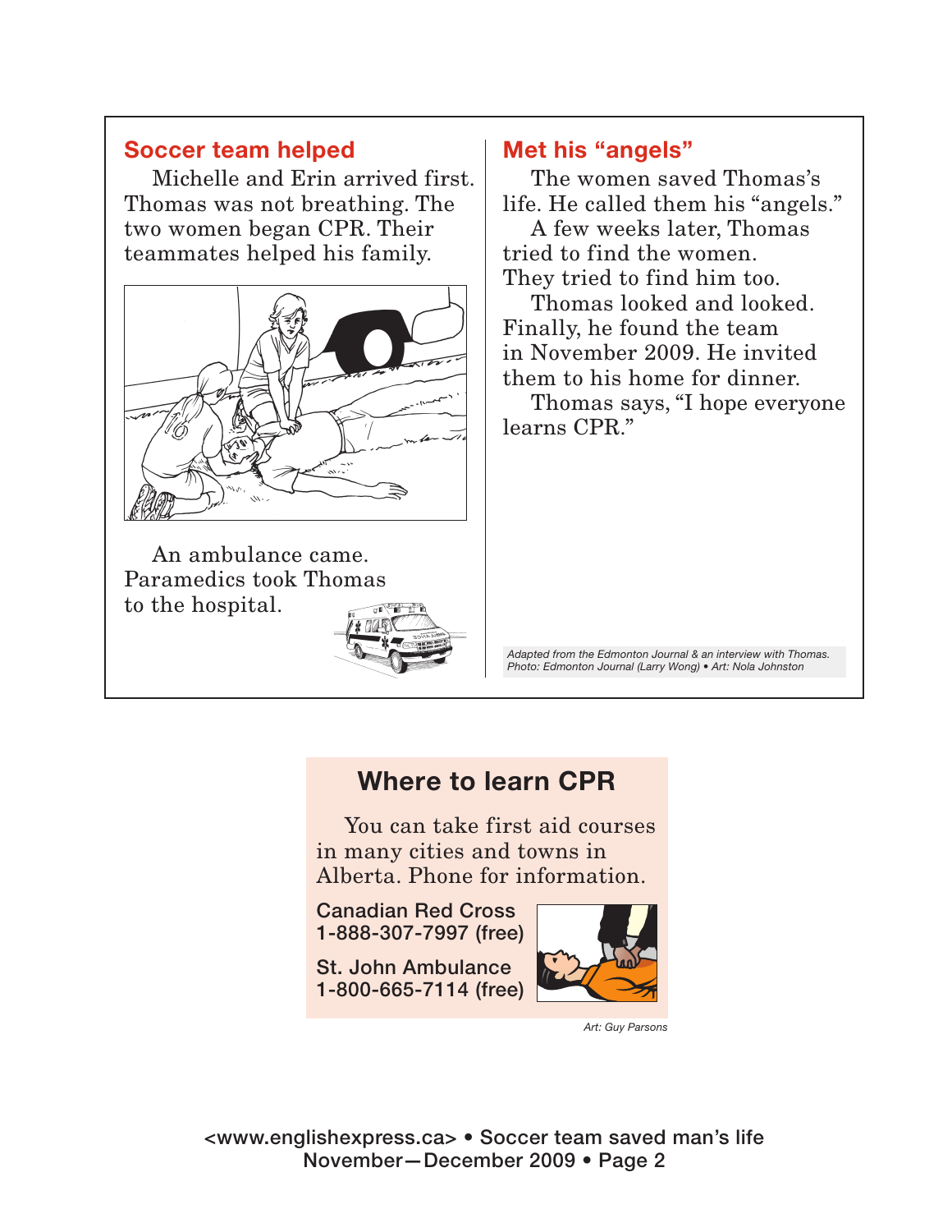## Soccer team helped

Michelle and Erin arrived first. Thomas was not breathing. The two women began CPR. Their teammates helped his family.

An ambulance came. Paramedics took Thomas to the hospital.

## Met his "angels"

The women saved Thomas's life. He called them his "angels."

A few weeks later, Thomas tried to find the women. They tried to find him too.

Thomas looked and looked. Finally, he found the team in November 2009. He invited them to his home for dinner.

Thomas says, "I hope everyone learns CPR."

*Adapted from the Edmonton Journal & an interview with Thomas. Photo: Edmonton Journal (Larry Wong) • Art: Nola Johnston*

## Where to learn CPR

You can take first aid courses in many cities and towns in Alberta. Phone for information.

Canadian Red Cross
1-888-307-7997 (free)

St. John Ambulance
1-800-665-7114 (free)

*Art: Guy Parsons*

<www.englishexpress.ca> • Soccer team saved man's life
November—December 2009